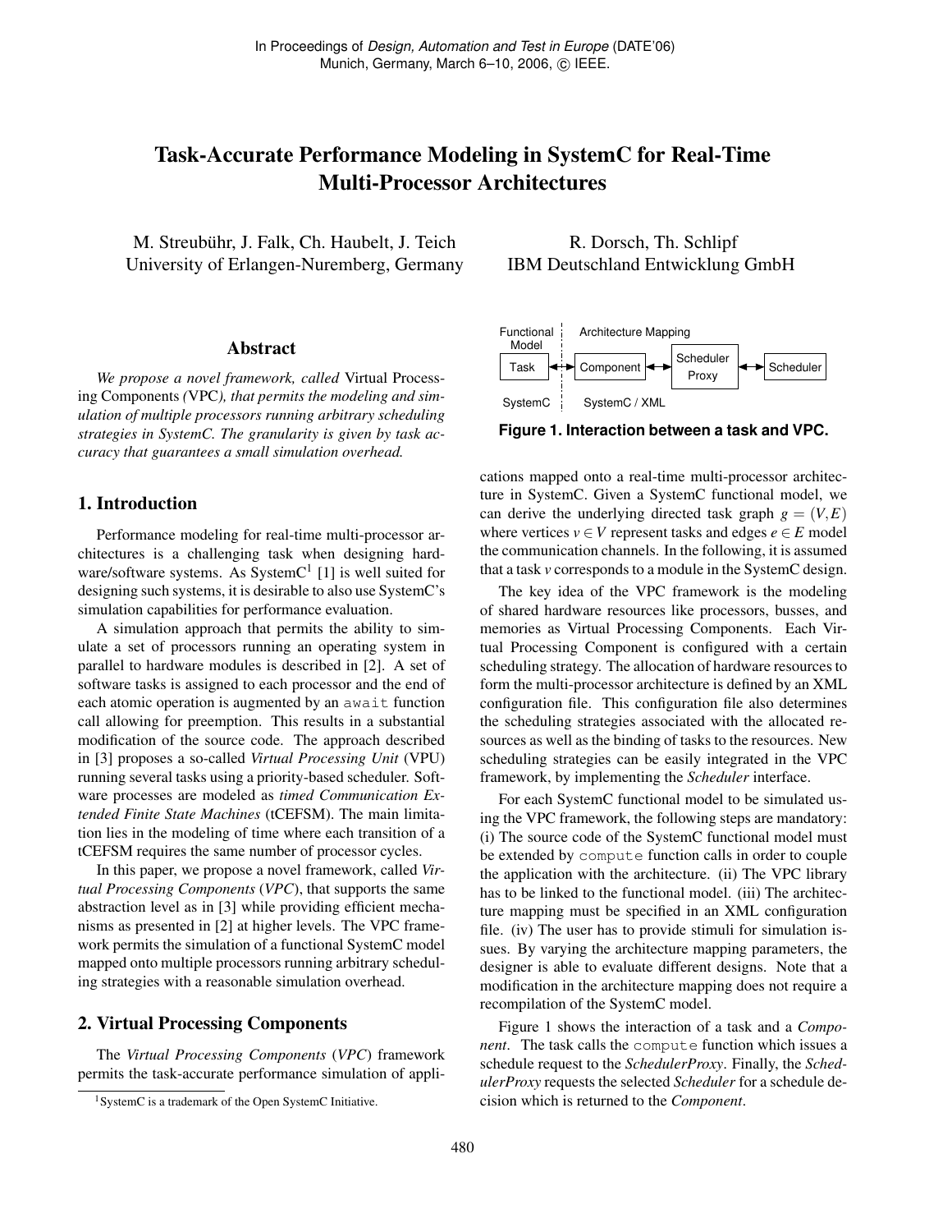In Proceedings of *Design, Automation and Test in Europe* (DATE'06)
Munich, Germany, March 6–10, 2006, © IEEE.

# Task-Accurate Performance Modeling in SystemC for Real-Time Multi-Processor Architectures

M. Streubühr, J. Falk, Ch. Haubelt, J. Teich
University of Erlangen-Nuremberg, Germany

R. Dorsch, Th. Schlipf
IBM Deutschland Entwicklung GmbH

## Abstract

*We propose a novel framework, called* Virtual Processing Components *(*VPC*), that permits the modeling and simulation of multiple processors running arbitrary scheduling strategies in SystemC. The granularity is given by task accuracy that guarantees a small simulation overhead.*

## 1. Introduction

Performance modeling for real-time multi-processor architectures is a challenging task when designing hardware/software systems. As SystemC[1] [1] is well suited for designing such systems, it is desirable to also use SystemC's simulation capabilities for performance evaluation.

A simulation approach that permits the ability to simulate a set of processors running an operating system in parallel to hardware modules is described in [2]. A set of software tasks is assigned to each processor and the end of each atomic operation is augmented by an `await` function call allowing for preemption. This results in a substantial modification of the source code. The approach described in [3] proposes a so-called *Virtual Processing Unit* (VPU) running several tasks using a priority-based scheduler. Software processes are modeled as *timed Communication Extended Finite State Machines* (tCEFSM). The main limitation lies in the modeling of time where each transition of a tCEFSM requires the same number of processor cycles.

In this paper, we propose a novel framework, called *Virtual Processing Components* (*VPC*), that supports the same abstraction level as in [3] while providing efficient mechanisms as presented in [2] at higher levels. The VPC framework permits the simulation of a functional SystemC model mapped onto multiple processors running arbitrary scheduling strategies with a reasonable simulation overhead.

## 2. Virtual Processing Components

The *Virtual Processing Components* (*VPC*) framework permits the task-accurate performance simulation of applications mapped onto a real-time multi-processor architecture in SystemC. Given a SystemC functional model, we can derive the underlying directed task graph $g = (V, E)$ where vertices $v \in V$ represent tasks and edges $e \in E$ model the communication channels. In the following, it is assumed that a task $v$ corresponds to a module in the SystemC design.

Functional Model | Architecture Mapping
Task ↔ Component ↔ Scheduler Proxy ↔ Scheduler
SystemC | SystemC / XML

**Figure 1. Interaction between a task and VPC.**

The key idea of the VPC framework is the modeling of shared hardware resources like processors, busses, and memories as Virtual Processing Components. Each Virtual Processing Component is configured with a certain scheduling strategy. The allocation of hardware resources to form the multi-processor architecture is defined by an XML configuration file. This configuration file also determines the scheduling strategies associated with the allocated resources as well as the binding of tasks to the resources. New scheduling strategies can be easily integrated in the VPC framework, by implementing the *Scheduler* interface.

For each SystemC functional model to be simulated using the VPC framework, the following steps are mandatory: (i) The source code of the SystemC functional model must be extended by `compute` function calls in order to couple the application with the architecture. (ii) The VPC library has to be linked to the functional model. (iii) The architecture mapping must be specified in an XML configuration file. (iv) The user has to provide stimuli for simulation issues. By varying the architecture mapping parameters, the designer is able to evaluate different designs. Note that a modification in the architecture mapping does not require a recompilation of the SystemC model.

Figure 1 shows the interaction of a task and a *Component*. The task calls the `compute` function which issues a schedule request to the *SchedulerProxy*. Finally, the *SchedulerProxy* requests the selected *Scheduler* for a schedule decision which is returned to the *Component*.

[1] SystemC is a trademark of the Open SystemC Initiative.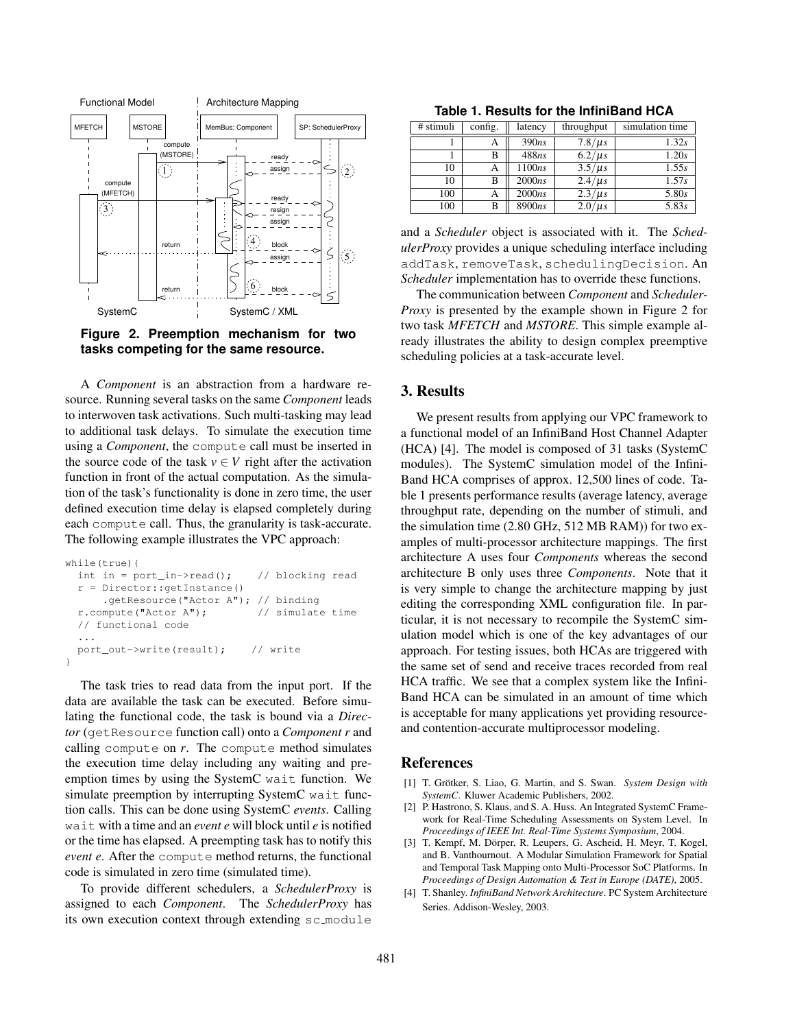Functional Model

Architecture Mapping

MFETCH

MSTORE

MemBus: Component

SP: SchedulerProxy

compute (MSTORE)

compute (MFETCH)

ready

assign

ready

resign

assign

block

assign

block

return

return

1

2

3

4

5

6

SystemC

SystemC / XML

**Figure 2. Preemption mechanism for two tasks competing for the same resource.**

A *Component* is an abstraction from a hardware resource. Running several tasks on the same *Component* leads to interwoven task activations. Such multi-tasking may lead to additional task delays. To simulate the execution time using a *Component*, the `compute` call must be inserted in the source code of the task $v \in V$ right after the activation function in front of the actual computation. As the simulation of the task's functionality is done in zero time, the user defined execution time delay is elapsed completely during each `compute` call. Thus, the granularity is task-accurate. The following example illustrates the VPC approach:

```
while(true){
  int in = port_in->read();      // blocking read
  r = Director::getInstance()
      .getResource("Actor A"); // binding
  r.compute("Actor A");          // simulate time
  // functional code
  ...
  port_out->write(result);     // write
}
```

The task tries to read data from the input port. If the data are available the task can be executed. Before simulating the functional code, the task is bound via a *Director* (`getResource` function call) onto a *Component r* and calling `compute` on *r*. The `compute` method simulates the execution time delay including any waiting and preemption times by using the SystemC `wait` function. We simulate preemption by interrupting SystemC `wait` function calls. This can be done using SystemC *events*. Calling `wait` with a time and an *event e* will block until *e* is notified or the time has elapsed. A preempting task has to notify this *event e*. After the `compute` method returns, the functional code is simulated in zero time (simulated time).

To provide different schedulers, a *SchedulerProxy* is assigned to each *Component*. The *SchedulerProxy* has its own execution context through extending `sc_module` and a *Scheduler* object is associated with it. The *SchedulerProxy* provides a unique scheduling interface including `addTask`, `removeTask`, `schedulingDecision`. An *Scheduler* implementation has to override these functions.

The communication between *Component* and *SchedulerProxy* is presented by the example shown in Figure 2 for two task *MFETCH* and *MSTORE*. This simple example already illustrates the ability to design complex preemptive scheduling policies at a task-accurate level.

**Table 1. Results for the InfiniBand HCA**

| # stimuli | config. | latency | throughput | simulation time |
|---|---|---|---|---|
| 1 | A | $390ns$ | $7.8/\mu s$ | $1.32s$ |
| 1 | B | $488ns$ | $6.2/\mu s$ | $1.20s$ |
| 10 | A | $1100ns$ | $3.5/\mu s$ | $1.55s$ |
| 10 | B | $2000ns$ | $2.4/\mu s$ | $1.57s$ |
| 100 | A | $2000ns$ | $2.3/\mu s$ | $5.80s$ |
| 100 | B | $8900ns$ | $2.0/\mu s$ | $5.83s$ |

## 3. Results

We present results from applying our VPC framework to a functional model of an InfiniBand Host Channel Adapter (HCA) [4]. The model is composed of 31 tasks (SystemC modules). The SystemC simulation model of the InfiniBand HCA comprises of approx. 12,500 lines of code. Table 1 presents performance results (average latency, average throughput rate, depending on the number of stimuli, and the simulation time (2.80 GHz, 512 MB RAM)) for two examples of multi-processor architecture mappings. The first architecture A uses four *Components* whereas the second architecture B only uses three *Components*. Note that it is very simple to change the architecture mapping by just editing the corresponding XML configuration file. In particular, it is not necessary to recompile the SystemC simulation model which is one of the key advantages of our approach. For testing issues, both HCAs are triggered with the same set of send and receive traces recorded from real HCA traffic. We see that a complex system like the InfiniBand HCA can be simulated in an amount of time which is acceptable for many applications yet providing resource- and contention-accurate multiprocessor modeling.

## References

[1] T. Grötker, S. Liao, G. Martin, and S. Swan. *System Design with SystemC*. Kluwer Academic Publishers, 2002.

[2] P. Hastrono, S. Klaus, and S. A. Huss. An Integrated SystemC Framework for Real-Time Scheduling Assessments on System Level. In *Proceedings of IEEE Int. Real-Time Systems Symposium*, 2004.

[3] T. Kempf, M. Dörper, R. Leupers, G. Ascheid, H. Meyr, T. Kogel, and B. Vanthournout. A Modular Simulation Framework for Spatial and Temporal Task Mapping onto Multi-Processor SoC Platforms. In *Proceedings of Design Automation & Test in Europe (DATE)*, 2005.

[4] T. Shanley. *InfiniBand Network Architecture*. PC System Architecture Series. Addison-Wesley, 2003.